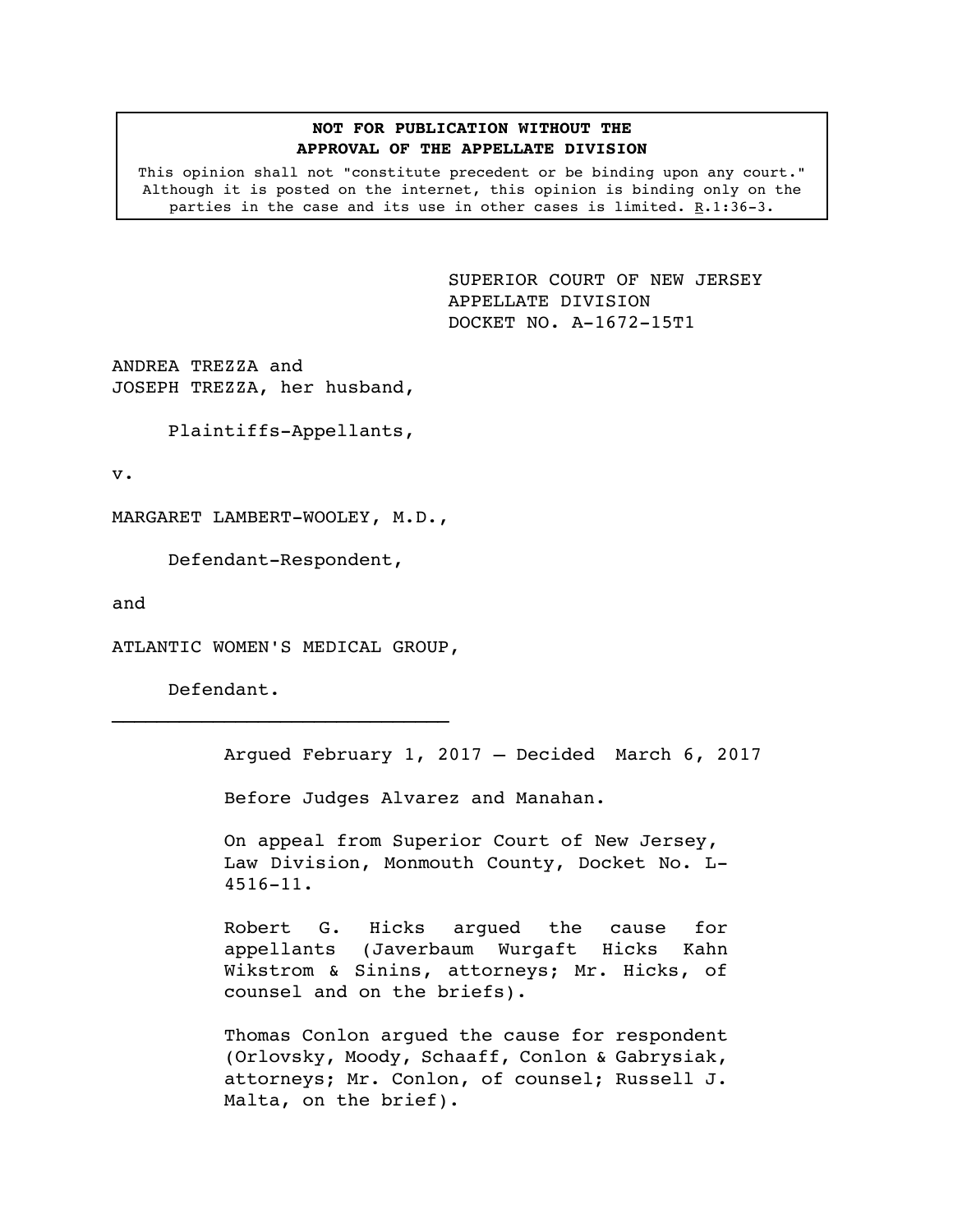**NOT FOR PUBLICATION WITHOUT THE APPROVAL OF THE APPELLATE DIVISION**

This opinion shall not "constitute precedent or be binding upon any court." Although it is posted on the internet, this opinion is binding only on the parties in the case and its use in other cases is limited. R.1:36-3.

SUPERIOR COURT OF NEW JERSEY
APPELLATE DIVISION
DOCKET NO. A-1672-15T1

ANDREA TREZZA and
JOSEPH TREZZA, her husband,

Plaintiffs-Appellants,

v.

MARGARET LAMBERT-WOOLEY, M.D.,

Defendant-Respondent,

and

ATLANTIC WOMEN'S MEDICAL GROUP,

Defendant.

---

Argued February 1, 2017 – Decided March 6, 2017

Before Judges Alvarez and Manahan.

On appeal from Superior Court of New Jersey, Law Division, Monmouth County, Docket No. L-4516-11.

Robert G. Hicks argued the cause for appellants (Javerbaum Wurgaft Hicks Kahn Wikstrom & Sinins, attorneys; Mr. Hicks, of counsel and on the briefs).

Thomas Conlon argued the cause for respondent (Orlovsky, Moody, Schaaff, Conlon & Gabrysiak, attorneys; Mr. Conlon, of counsel; Russell J. Malta, on the brief).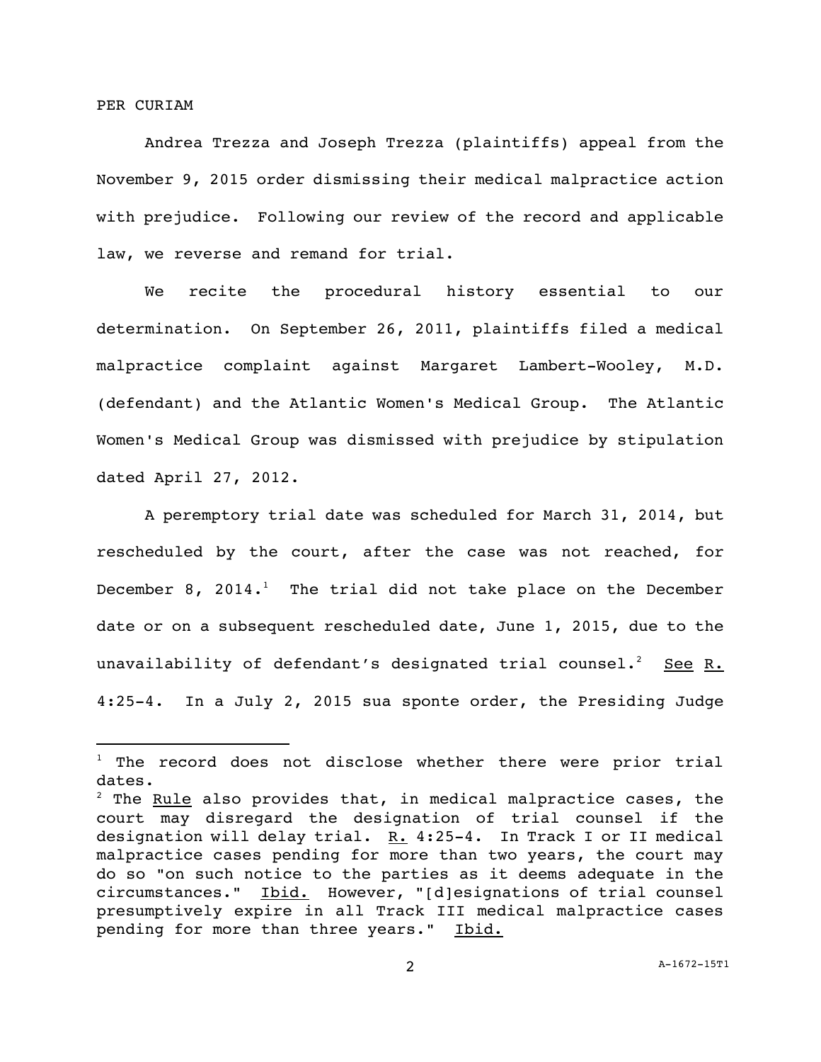PER CURIAM

Andrea Trezza and Joseph Trezza (plaintiffs) appeal from the November 9, 2015 order dismissing their medical malpractice action with prejudice. Following our review of the record and applicable law, we reverse and remand for trial.

We recite the procedural history essential to our determination. On September 26, 2011, plaintiffs filed a medical malpractice complaint against Margaret Lambert-Wooley, M.D. (defendant) and the Atlantic Women's Medical Group. The Atlantic Women's Medical Group was dismissed with prejudice by stipulation dated April 27, 2012.

A peremptory trial date was scheduled for March 31, 2014, but rescheduled by the court, after the case was not reached, for December 8, 2014.[1] The trial did not take place on the December date or on a subsequent rescheduled date, June 1, 2015, due to the unavailability of defendant's designated trial counsel.[2] See R. 4:25-4. In a July 2, 2015 sua sponte order, the Presiding Judge

---

[1] The record does not disclose whether there were prior trial dates.

[2] The Rule also provides that, in medical malpractice cases, the court may disregard the designation of trial counsel if the designation will delay trial. R. 4:25-4. In Track I or II medical malpractice cases pending for more than two years, the court may do so "on such notice to the parties as it deems adequate in the circumstances." Ibid. However, "[d]esignations of trial counsel presumptively expire in all Track III medical malpractice cases pending for more than three years." Ibid.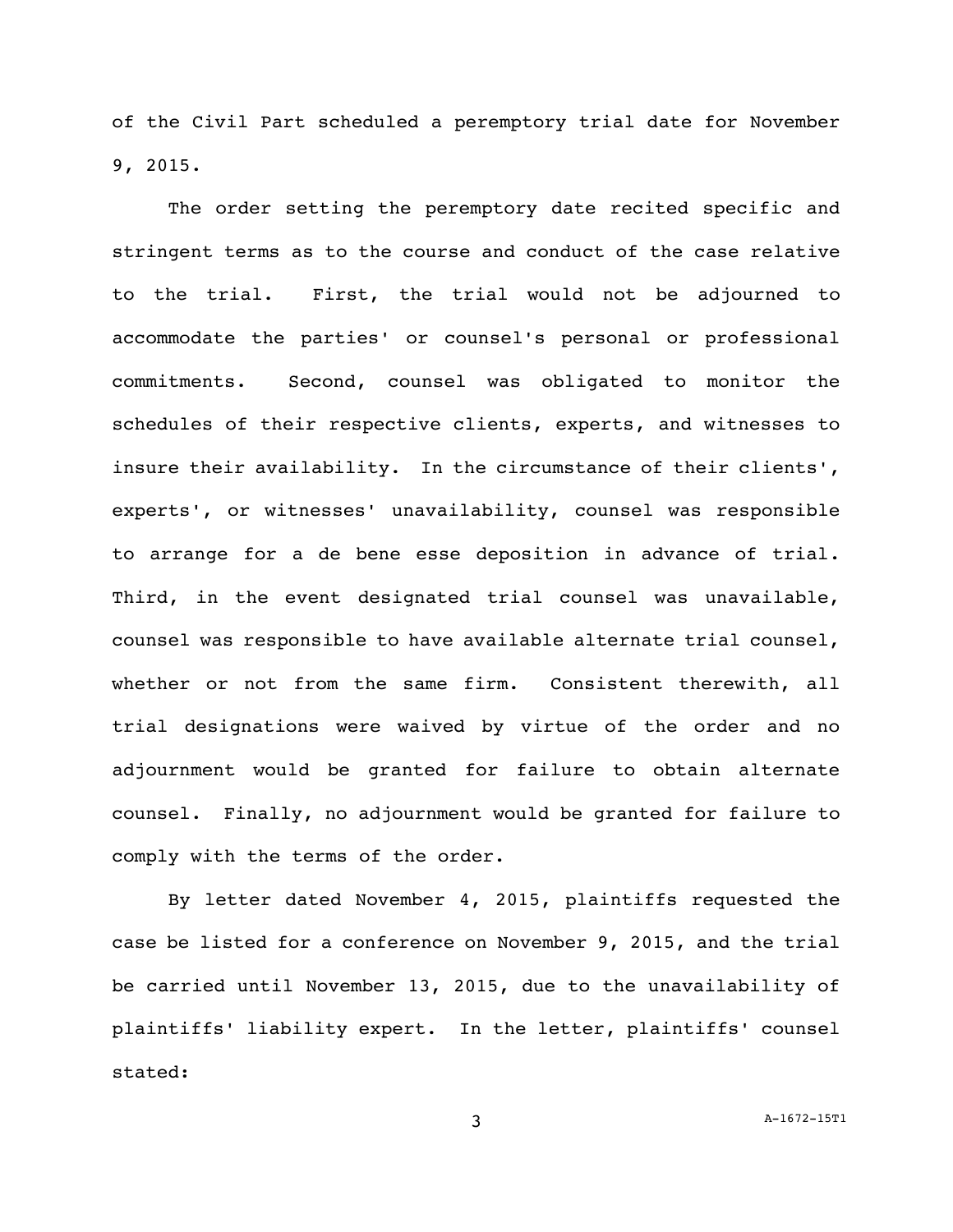of the Civil Part scheduled a peremptory trial date for November 9, 2015.

The order setting the peremptory date recited specific and stringent terms as to the course and conduct of the case relative to the trial. First, the trial would not be adjourned to accommodate the parties' or counsel's personal or professional commitments. Second, counsel was obligated to monitor the schedules of their respective clients, experts, and witnesses to insure their availability. In the circumstance of their clients', experts', or witnesses' unavailability, counsel was responsible to arrange for a de bene esse deposition in advance of trial. Third, in the event designated trial counsel was unavailable, counsel was responsible to have available alternate trial counsel, whether or not from the same firm. Consistent therewith, all trial designations were waived by virtue of the order and no adjournment would be granted for failure to obtain alternate counsel. Finally, no adjournment would be granted for failure to comply with the terms of the order.

By letter dated November 4, 2015, plaintiffs requested the case be listed for a conference on November 9, 2015, and the trial be carried until November 13, 2015, due to the unavailability of plaintiffs' liability expert. In the letter, plaintiffs' counsel stated: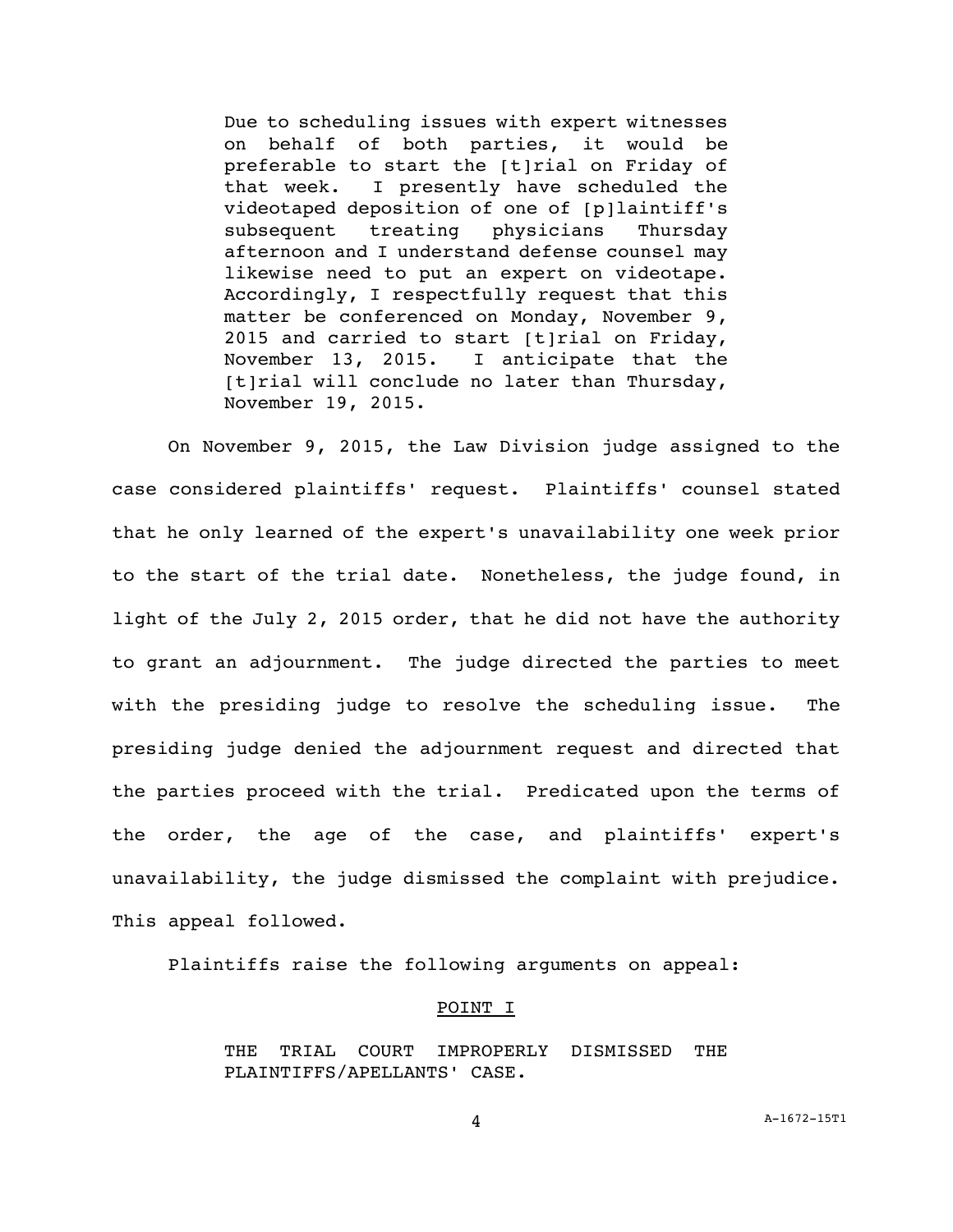> Due to scheduling issues with expert witnesses on behalf of both parties, it would be preferable to start the [t]rial on Friday of that week. I presently have scheduled the videotaped deposition of one of [p]laintiff's subsequent treating physicians Thursday afternoon and I understand defense counsel may likewise need to put an expert on videotape. Accordingly, I respectfully request that this matter be conferenced on Monday, November 9, 2015 and carried to start [t]rial on Friday, November 13, 2015. I anticipate that the [t]rial will conclude no later than Thursday, November 19, 2015.

On November 9, 2015, the Law Division judge assigned to the case considered plaintiffs' request. Plaintiffs' counsel stated that he only learned of the expert's unavailability one week prior to the start of the trial date. Nonetheless, the judge found, in light of the July 2, 2015 order, that he did not have the authority to grant an adjournment. The judge directed the parties to meet with the presiding judge to resolve the scheduling issue. The presiding judge denied the adjournment request and directed that the parties proceed with the trial. Predicated upon the terms of the order, the age of the case, and plaintiffs' expert's unavailability, the judge dismissed the complaint with prejudice. This appeal followed.

Plaintiffs raise the following arguments on appeal:

POINT I

> THE TRIAL COURT IMPROPERLY DISMISSED THE PLAINTIFFS/APELLANTS' CASE.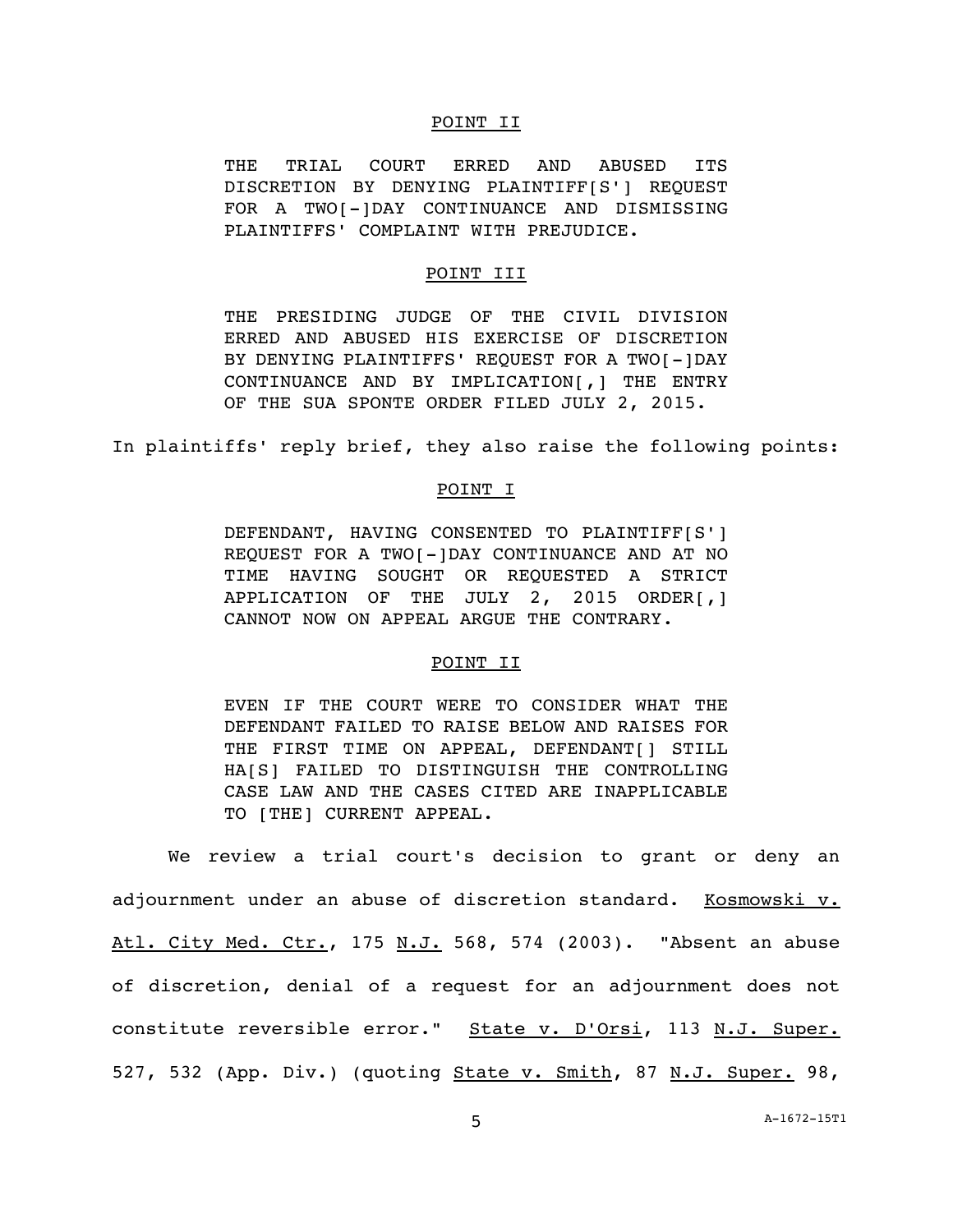POINT II

THE TRIAL COURT ERRED AND ABUSED ITS DISCRETION BY DENYING PLAINTIFF[S'] REQUEST FOR A TWO[-]DAY CONTINUANCE AND DISMISSING PLAINTIFFS' COMPLAINT WITH PREJUDICE.

POINT III

THE PRESIDING JUDGE OF THE CIVIL DIVISION ERRED AND ABUSED HIS EXERCISE OF DISCRETION BY DENYING PLAINTIFFS' REQUEST FOR A TWO[-]DAY CONTINUANCE AND BY IMPLICATION[,] THE ENTRY OF THE SUA SPONTE ORDER FILED JULY 2, 2015.

In plaintiffs' reply brief, they also raise the following points:

POINT I

DEFENDANT, HAVING CONSENTED TO PLAINTIFF[S'] REQUEST FOR A TWO[-]DAY CONTINUANCE AND AT NO TIME HAVING SOUGHT OR REQUESTED A STRICT APPLICATION OF THE JULY 2, 2015 ORDER[,] CANNOT NOW ON APPEAL ARGUE THE CONTRARY.

POINT II

EVEN IF THE COURT WERE TO CONSIDER WHAT THE DEFENDANT FAILED TO RAISE BELOW AND RAISES FOR THE FIRST TIME ON APPEAL, DEFENDANT[] STILL HA[S] FAILED TO DISTINGUISH THE CONTROLLING CASE LAW AND THE CASES CITED ARE INAPPLICABLE TO [THE] CURRENT APPEAL.

We review a trial court's decision to grant or deny an adjournment under an abuse of discretion standard. Kosmowski v. Atl. City Med. Ctr., 175 N.J. 568, 574 (2003). "Absent an abuse of discretion, denial of a request for an adjournment does not constitute reversible error." State v. D'Orsi, 113 N.J. Super. 527, 532 (App. Div.) (quoting State v. Smith, 87 N.J. Super. 98,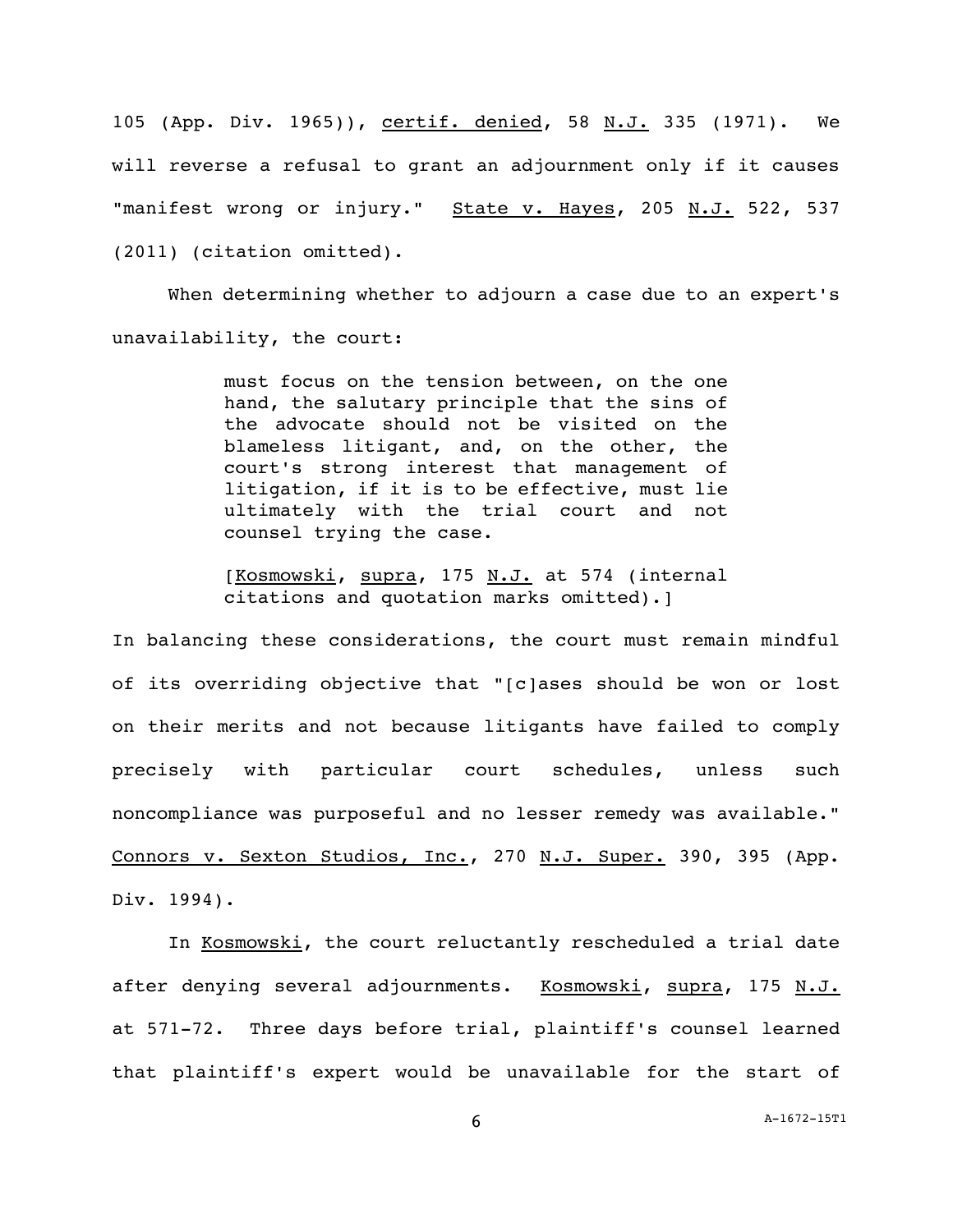105 (App. Div. 1965)), certif. denied, 58 N.J. 335 (1971). We will reverse a refusal to grant an adjournment only if it causes "manifest wrong or injury." State v. Hayes, 205 N.J. 522, 537 (2011) (citation omitted).

When determining whether to adjourn a case due to an expert's unavailability, the court:

> must focus on the tension between, on the one hand, the salutary principle that the sins of the advocate should not be visited on the blameless litigant, and, on the other, the court's strong interest that management of litigation, if it is to be effective, must lie ultimately with the trial court and not counsel trying the case.
>
> [Kosmowski, supra, 175 N.J. at 574 (internal citations and quotation marks omitted).]

In balancing these considerations, the court must remain mindful of its overriding objective that "[c]ases should be won or lost on their merits and not because litigants have failed to comply precisely with particular court schedules, unless such noncompliance was purposeful and no lesser remedy was available." Connors v. Sexton Studios, Inc., 270 N.J. Super. 390, 395 (App. Div. 1994).

In Kosmowski, the court reluctantly rescheduled a trial date after denying several adjournments. Kosmowski, supra, 175 N.J. at 571-72. Three days before trial, plaintiff's counsel learned that plaintiff's expert would be unavailable for the start of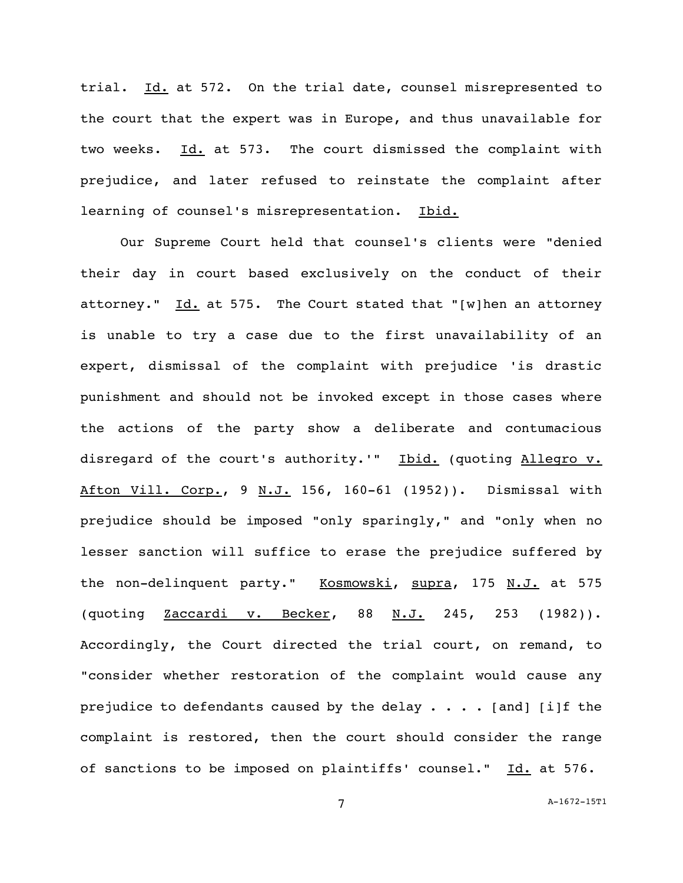trial. Id. at 572. On the trial date, counsel misrepresented to the court that the expert was in Europe, and thus unavailable for two weeks. Id. at 573. The court dismissed the complaint with prejudice, and later refused to reinstate the complaint after learning of counsel's misrepresentation. Ibid.

Our Supreme Court held that counsel's clients were "denied their day in court based exclusively on the conduct of their attorney." Id. at 575. The Court stated that "[w]hen an attorney is unable to try a case due to the first unavailability of an expert, dismissal of the complaint with prejudice 'is drastic punishment and should not be invoked except in those cases where the actions of the party show a deliberate and contumacious disregard of the court's authority.'" Ibid. (quoting Allegro v. Afton Vill. Corp., 9 N.J. 156, 160-61 (1952)). Dismissal with prejudice should be imposed "only sparingly," and "only when no lesser sanction will suffice to erase the prejudice suffered by the non-delinquent party." Kosmowski, supra, 175 N.J. at 575 (quoting Zaccardi v. Becker, 88 N.J. 245, 253 (1982)). Accordingly, the Court directed the trial court, on remand, to "consider whether restoration of the complaint would cause any prejudice to defendants caused by the delay . . . . [and] [i]f the complaint is restored, then the court should consider the range of sanctions to be imposed on plaintiffs' counsel." Id. at 576.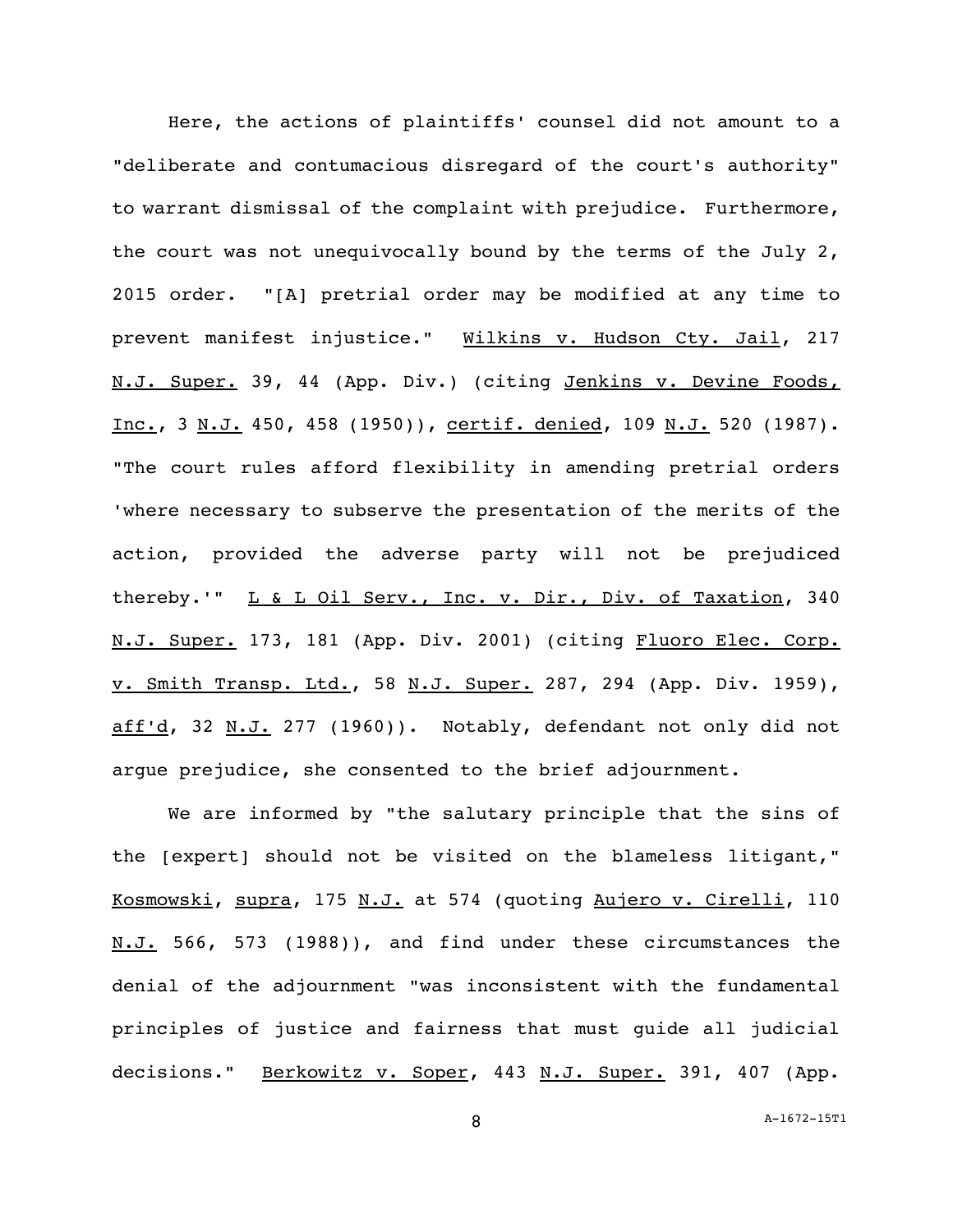Here, the actions of plaintiffs' counsel did not amount to a "deliberate and contumacious disregard of the court's authority" to warrant dismissal of the complaint with prejudice. Furthermore, the court was not unequivocally bound by the terms of the July 2, 2015 order. "[A] pretrial order may be modified at any time to prevent manifest injustice." Wilkins v. Hudson Cty. Jail, 217 N.J. Super. 39, 44 (App. Div.) (citing Jenkins v. Devine Foods, Inc., 3 N.J. 450, 458 (1950)), certif. denied, 109 N.J. 520 (1987). "The court rules afford flexibility in amending pretrial orders 'where necessary to subserve the presentation of the merits of the action, provided the adverse party will not be prejudiced thereby.'" L & L Oil Serv., Inc. v. Dir., Div. of Taxation, 340 N.J. Super. 173, 181 (App. Div. 2001) (citing Fluoro Elec. Corp. v. Smith Transp. Ltd., 58 N.J. Super. 287, 294 (App. Div. 1959), aff'd, 32 N.J. 277 (1960)). Notably, defendant not only did not argue prejudice, she consented to the brief adjournment.

We are informed by "the salutary principle that the sins of the [expert] should not be visited on the blameless litigant," Kosmowski, supra, 175 N.J. at 574 (quoting Aujero v. Cirelli, 110 N.J. 566, 573 (1988)), and find under these circumstances the denial of the adjournment "was inconsistent with the fundamental principles of justice and fairness that must guide all judicial decisions." Berkowitz v. Soper, 443 N.J. Super. 391, 407 (App.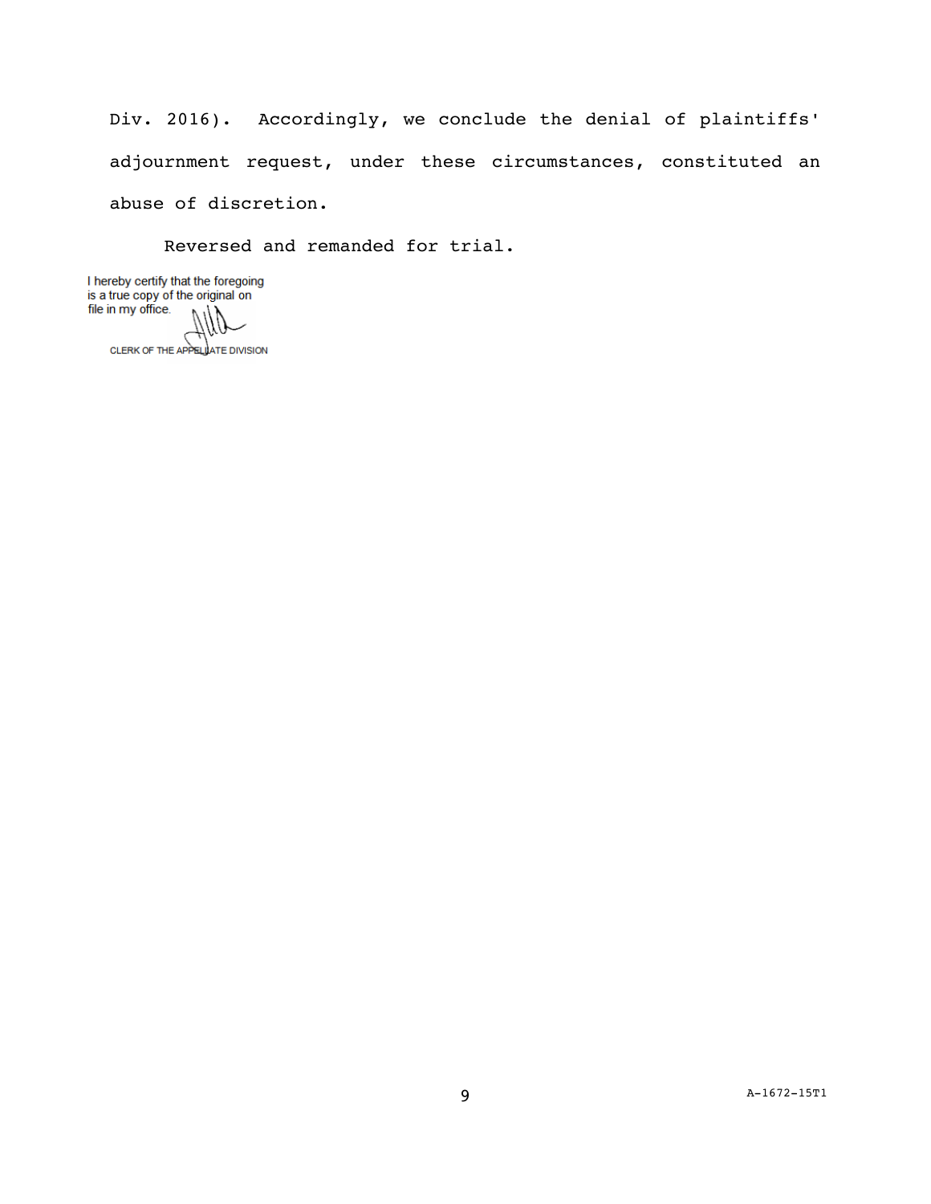Div. 2016). Accordingly, we conclude the denial of plaintiffs' adjournment request, under these circumstances, constituted an abuse of discretion.

Reversed and remanded for trial.

I hereby certify that the foregoing is a true copy of the original on file in my office.

CLERK OF THE APPELLATE DIVISION